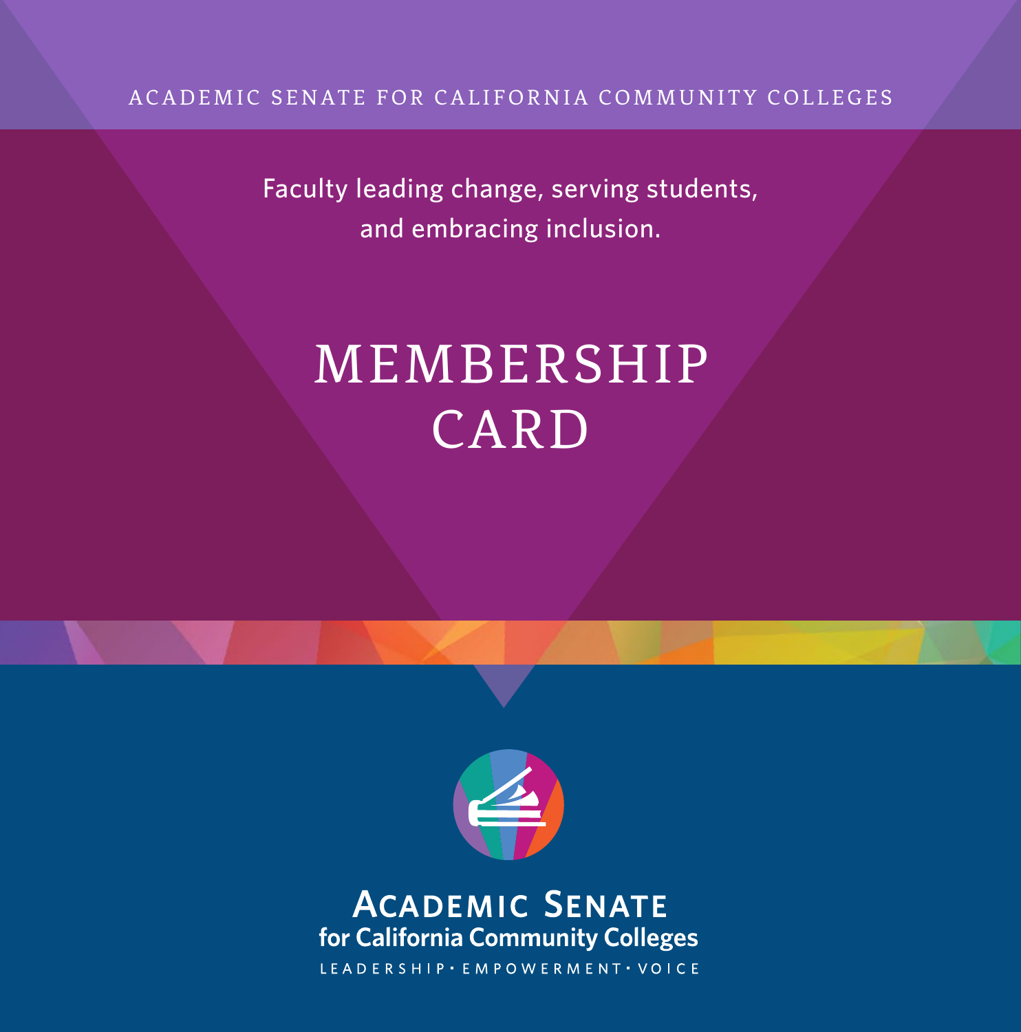ACADEMIC SENATE FOR CALIFORNIA COMMUNITY COLLEGES

Faculty leading change, serving students, and embracing inclusion.

# MEMBERSHIP CARD

**ACADEMIC SENATE**
**for California Community Colleges**

LEADERSHIP · EMPOWERMENT · VOICE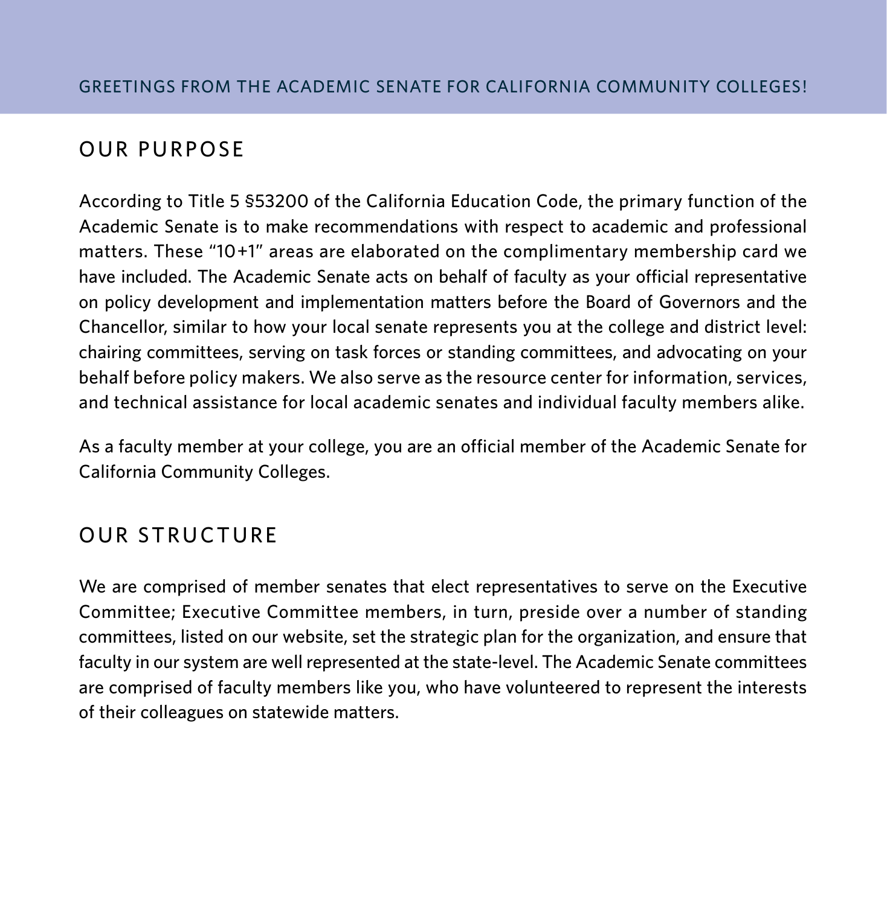## GREETINGS FROM THE ACADEMIC SENATE FOR CALIFORNIA COMMUNITY COLLEGES!

### OUR PURPOSE

According to Title 5 §53200 of the California Education Code, the primary function of the Academic Senate is to make recommendations with respect to academic and professional matters. These "10+1" areas are elaborated on the complimentary membership card we have included. The Academic Senate acts on behalf of faculty as your official representative on policy development and implementation matters before the Board of Governors and the Chancellor, similar to how your local senate represents you at the college and district level: chairing committees, serving on task forces or standing committees, and advocating on your behalf before policy makers. We also serve as the resource center for information, services, and technical assistance for local academic senates and individual faculty members alike.

As a faculty member at your college, you are an official member of the Academic Senate for California Community Colleges.

### OUR STRUCTURE

We are comprised of member senates that elect representatives to serve on the Executive Committee; Executive Committee members, in turn, preside over a number of standing committees, listed on our website, set the strategic plan for the organization, and ensure that faculty in our system are well represented at the state-level. The Academic Senate committees are comprised of faculty members like you, who have volunteered to represent the interests of their colleagues on statewide matters.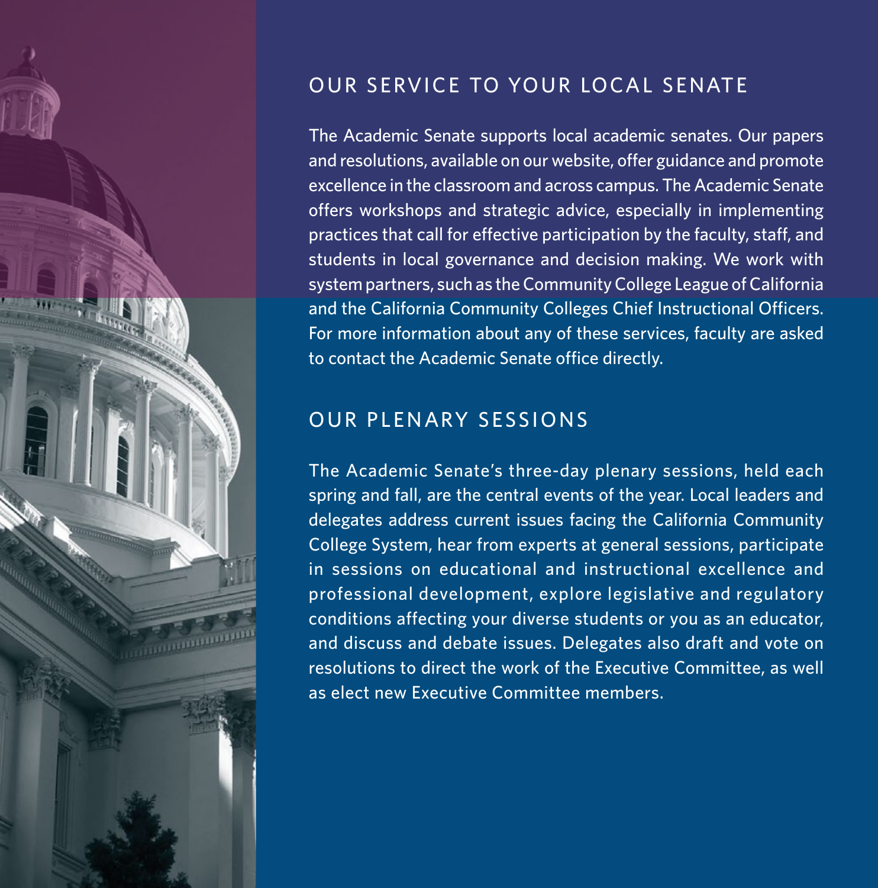## OUR SERVICE TO YOUR LOCAL SENATE

The Academic Senate supports local academic senates. Our papers and resolutions, available on our website, offer guidance and promote excellence in the classroom and across campus. The Academic Senate offers workshops and strategic advice, especially in implementing practices that call for effective participation by the faculty, staff, and students in local governance and decision making. We work with system partners, such as the Community College League of California and the California Community Colleges Chief Instructional Officers. For more information about any of these services, faculty are asked to contact the Academic Senate office directly.

## OUR PLENARY SESSIONS

The Academic Senate's three-day plenary sessions, held each spring and fall, are the central events of the year. Local leaders and delegates address current issues facing the California Community College System, hear from experts at general sessions, participate in sessions on educational and instructional excellence and professional development, explore legislative and regulatory conditions affecting your diverse students or you as an educator, and discuss and debate issues. Delegates also draft and vote on resolutions to direct the work of the Executive Committee, as well as elect new Executive Committee members.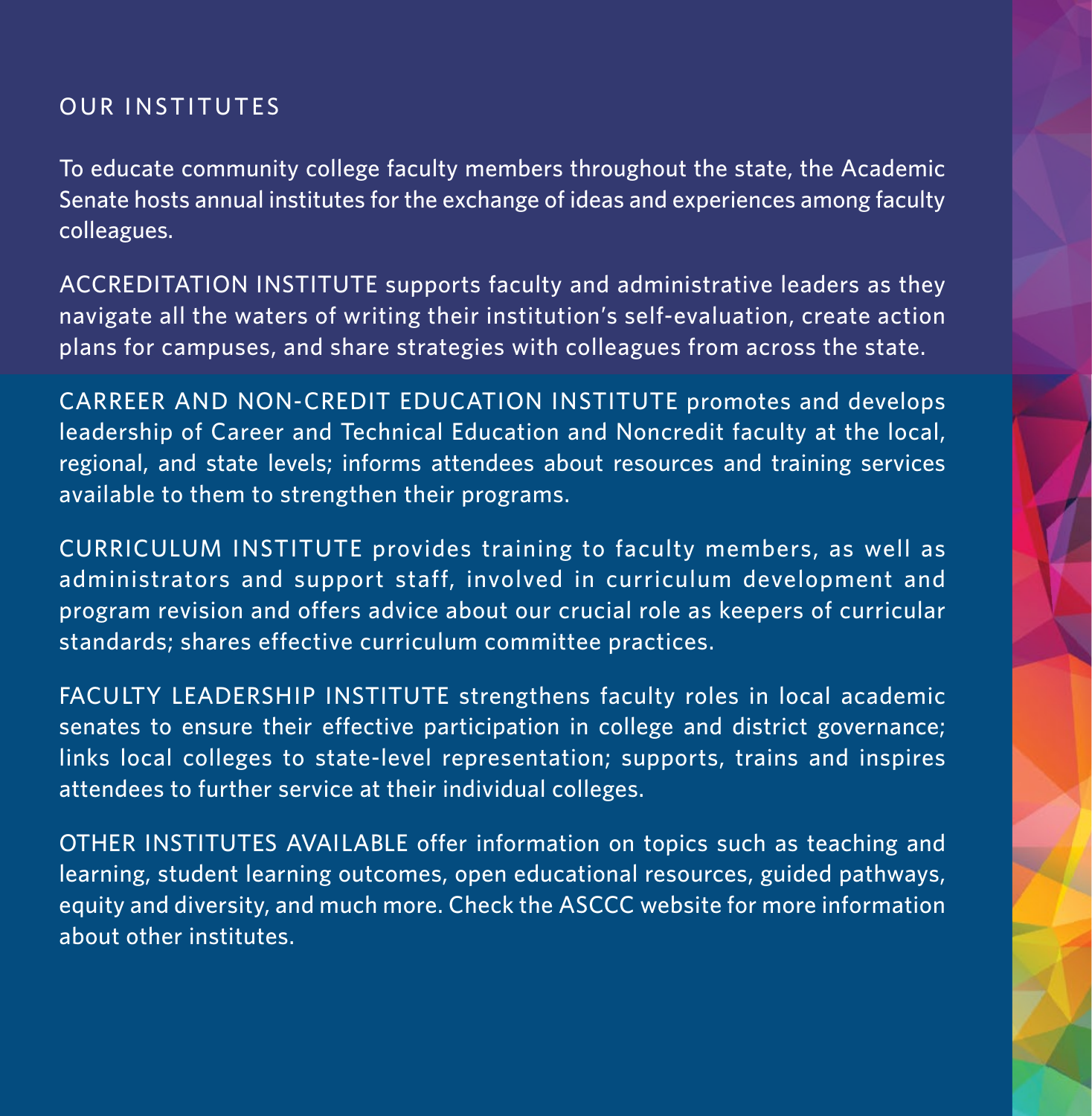## OUR INSTITUTES

To educate community college faculty members throughout the state, the Academic Senate hosts annual institutes for the exchange of ideas and experiences among faculty colleagues.

ACCREDITATION INSTITUTE supports faculty and administrative leaders as they navigate all the waters of writing their institution's self-evaluation, create action plans for campuses, and share strategies with colleagues from across the state.

CARREER AND NON-CREDIT EDUCATION INSTITUTE promotes and develops leadership of Career and Technical Education and Noncredit faculty at the local, regional, and state levels; informs attendees about resources and training services available to them to strengthen their programs.

CURRICULUM INSTITUTE provides training to faculty members, as well as administrators and support staff, involved in curriculum development and program revision and offers advice about our crucial role as keepers of curricular standards; shares effective curriculum committee practices.

FACULTY LEADERSHIP INSTITUTE strengthens faculty roles in local academic senates to ensure their effective participation in college and district governance; links local colleges to state-level representation; supports, trains and inspires attendees to further service at their individual colleges.

OTHER INSTITUTES AVAILABLE offer information on topics such as teaching and learning, student learning outcomes, open educational resources, guided pathways, equity and diversity, and much more. Check the ASCCC website for more information about other institutes.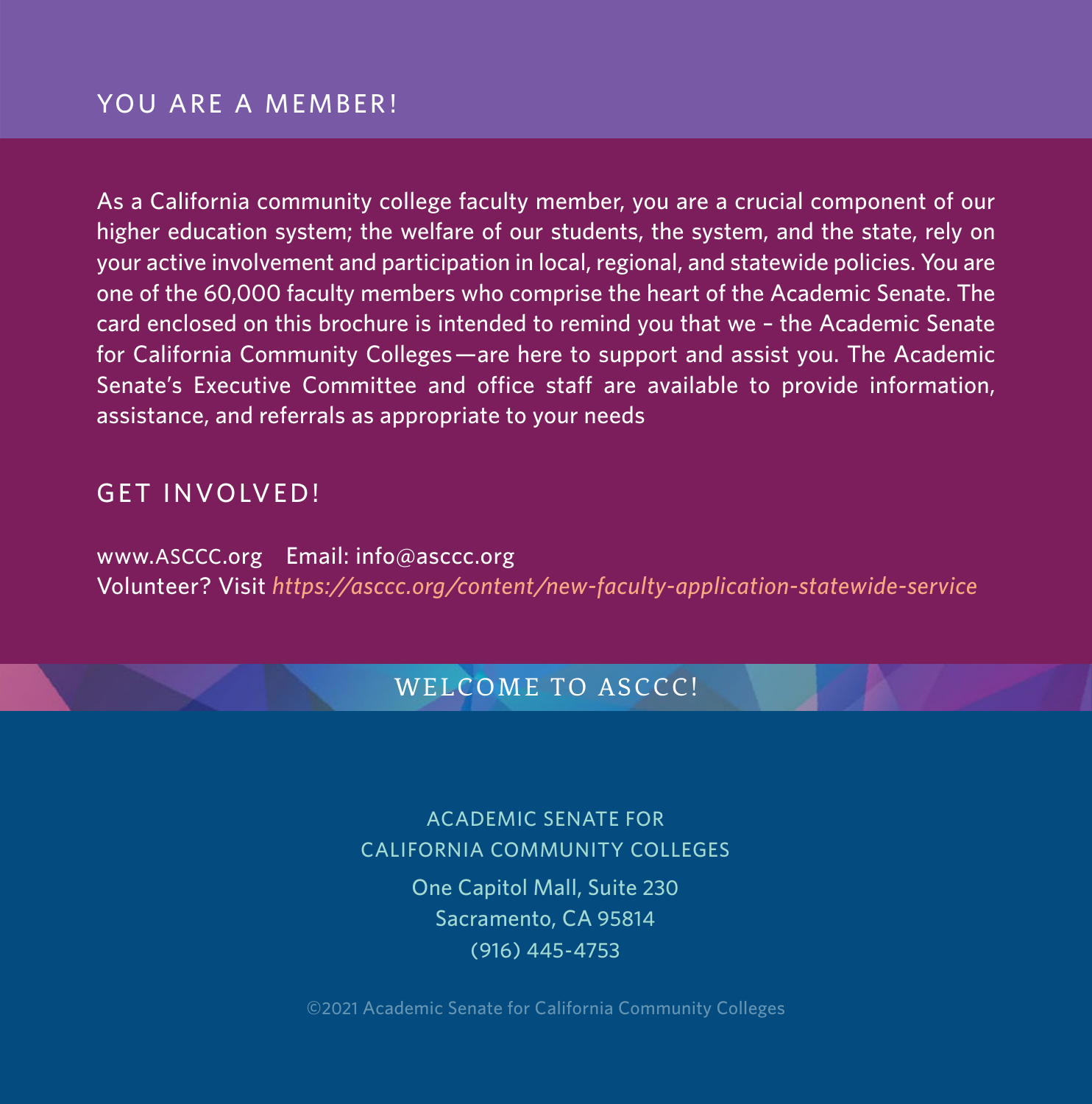## YOU ARE A MEMBER!

As a California community college faculty member, you are a crucial component of our higher education system; the welfare of our students, the system, and the state, rely on your active involvement and participation in local, regional, and statewide policies. You are one of the 60,000 faculty members who comprise the heart of the Academic Senate. The card enclosed on this brochure is intended to remind you that we – the Academic Senate for California Community Colleges—are here to support and assist you. The Academic Senate's Executive Committee and office staff are available to provide information, assistance, and referrals as appropriate to your needs

## GET INVOLVED!

www.ASCCC.org    Email: info@asccc.org
Volunteer? Visit *https://asccc.org/content/new-faculty-application-statewide-service*

WELCOME TO ASCCC!

ACADEMIC SENATE FOR
CALIFORNIA COMMUNITY COLLEGES

One Capitol Mall, Suite 230
Sacramento, CA 95814
(916) 445-4753

©2021 Academic Senate for California Community Colleges